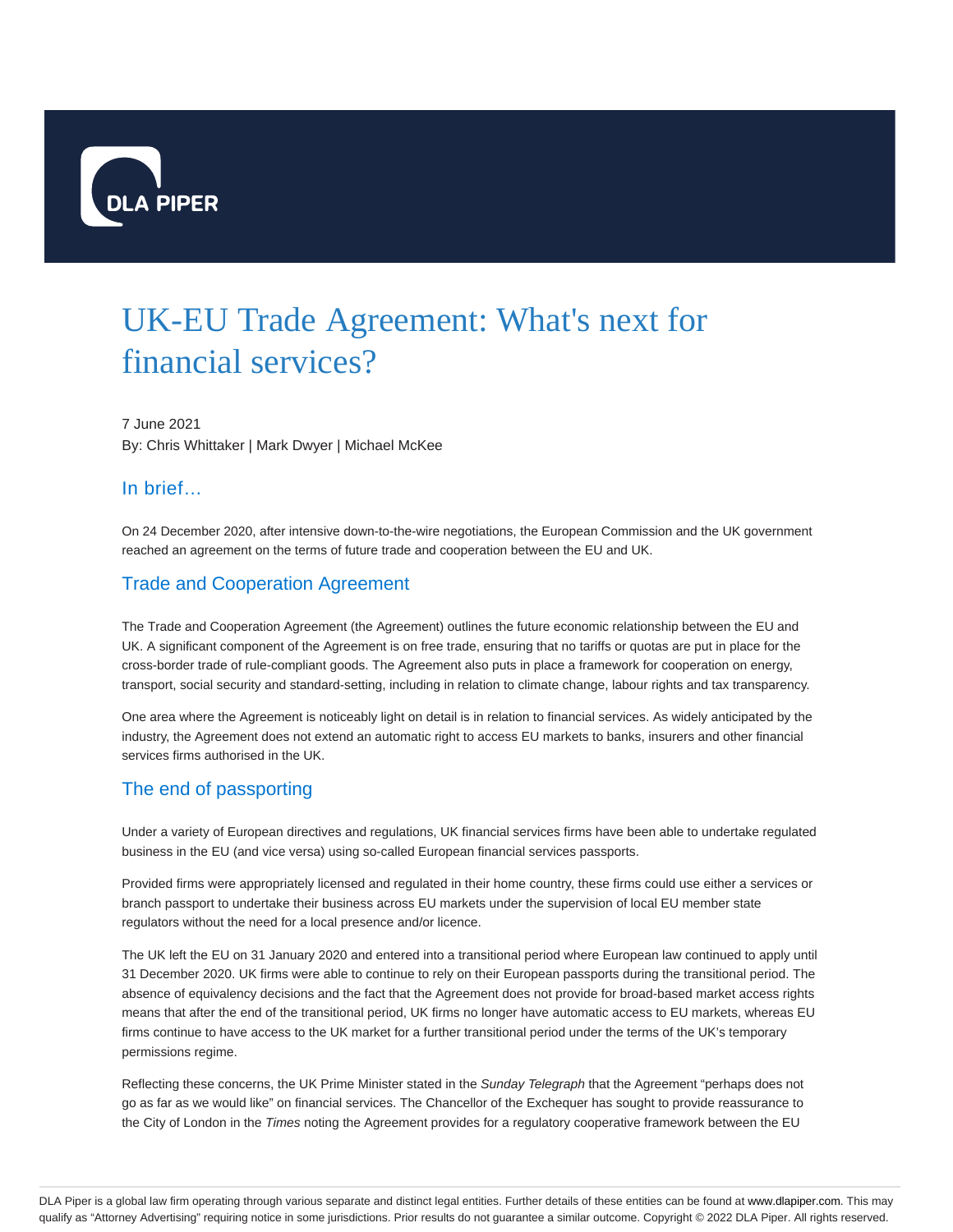# UK-EU Trade Agreement: What's next for financial services?

7 June 2021

By: Chris Whittaker | Mark Dwyer | Michael McKee

## In brief…

On 24 December 2020, after intensive down-to-the-wire negotiations, the European Commission and the UK government reached an agreement on the terms of future trade and cooperation between the EU and UK.

## Trade and Cooperation Agreement

The Trade and Cooperation Agreement (the Agreement) outlines the future economic relationship between the EU and UK. A significant component of the Agreement is on free trade, ensuring that no tariffs or quotas are put in place for the cross-border trade of rule-compliant goods. The Agreement also puts in place a framework for cooperation on energy, transport, social security and standard-setting, including in relation to climate change, labour rights and tax transparency.

One area where the Agreement is noticeably light on detail is in relation to financial services. As widely anticipated by the industry, the Agreement does not extend an automatic right to access EU markets to banks, insurers and other financial services firms authorised in the UK.

## The end of passporting

Under a variety of European directives and regulations, UK financial services firms have been able to undertake regulated business in the EU (and vice versa) using so-called European financial services passports.

Provided firms were appropriately licensed and regulated in their home country, these firms could use either a services or branch passport to undertake their business across EU markets under the supervision of local EU member state regulators without the need for a local presence and/or licence.

The UK left the EU on 31 January 2020 and entered into a transitional period where European law continued to apply until 31 December 2020. UK firms were able to continue to rely on their European passports during the transitional period. The absence of equivalency decisions and the fact that the Agreement does not provide for broad-based market access rights means that after the end of the transitional period, UK firms no longer have automatic access to EU markets, whereas EU firms continue to have access to the UK market for a further transitional period under the terms of the UK's temporary permissions regime.

Reflecting these concerns, the UK Prime Minister stated in the *Sunday Telegraph* that the Agreement "perhaps does not go as far as we would like" on financial services. The Chancellor of the Exchequer has sought to provide reassurance to the City of London in the *Times* noting the Agreement provides for a regulatory cooperative framework between the EU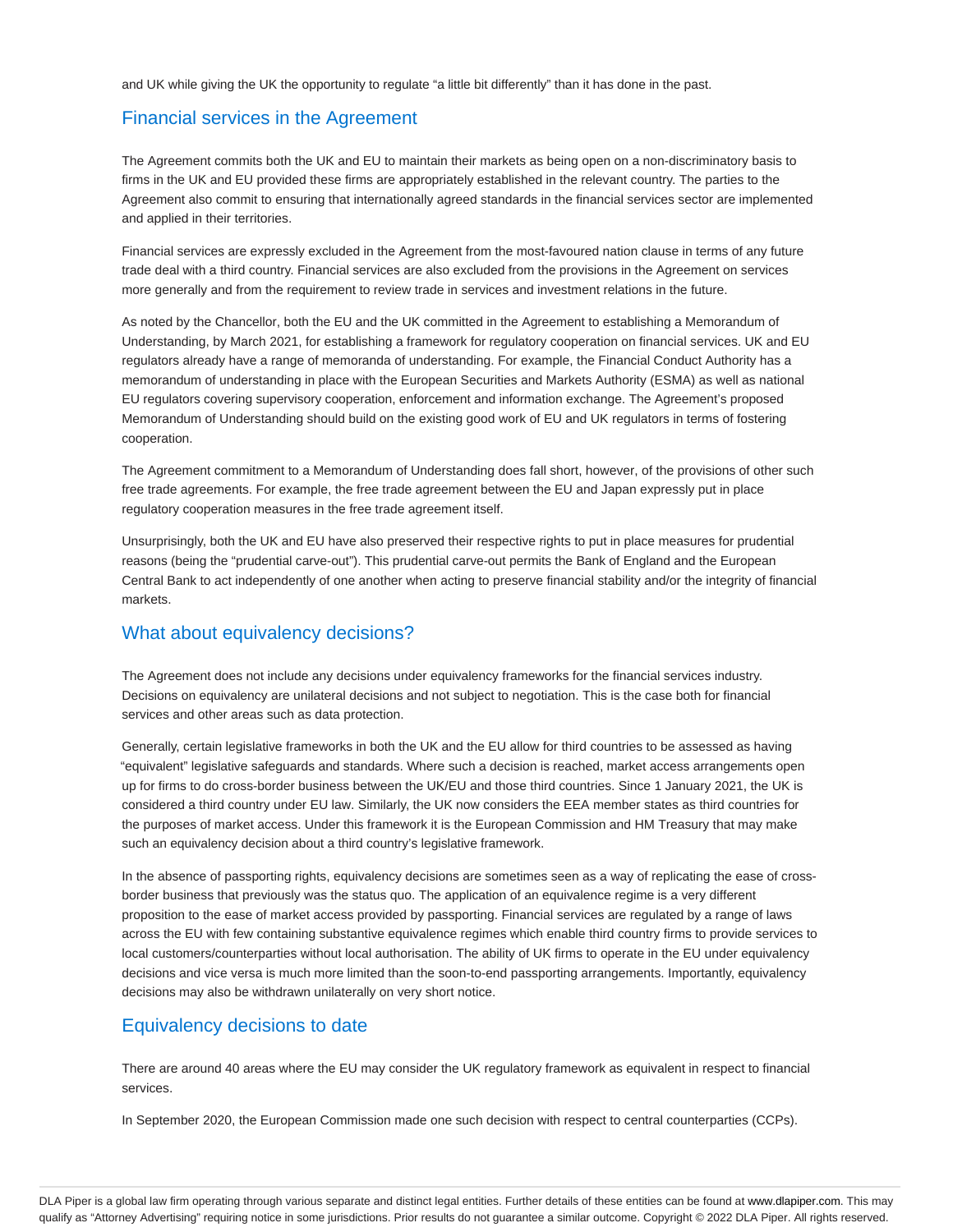and UK while giving the UK the opportunity to regulate "a little bit differently" than it has done in the past.

## Financial services in the Agreement

The Agreement commits both the UK and EU to maintain their markets as being open on a non-discriminatory basis to firms in the UK and EU provided these firms are appropriately established in the relevant country. The parties to the Agreement also commit to ensuring that internationally agreed standards in the financial services sector are implemented and applied in their territories.

Financial services are expressly excluded in the Agreement from the most-favoured nation clause in terms of any future trade deal with a third country. Financial services are also excluded from the provisions in the Agreement on services more generally and from the requirement to review trade in services and investment relations in the future.

As noted by the Chancellor, both the EU and the UK committed in the Agreement to establishing a Memorandum of Understanding, by March 2021, for establishing a framework for regulatory cooperation on financial services. UK and EU regulators already have a range of memoranda of understanding. For example, the Financial Conduct Authority has a memorandum of understanding in place with the European Securities and Markets Authority (ESMA) as well as national EU regulators covering supervisory cooperation, enforcement and information exchange. The Agreement's proposed Memorandum of Understanding should build on the existing good work of EU and UK regulators in terms of fostering cooperation.

The Agreement commitment to a Memorandum of Understanding does fall short, however, of the provisions of other such free trade agreements. For example, the free trade agreement between the EU and Japan expressly put in place regulatory cooperation measures in the free trade agreement itself.

Unsurprisingly, both the UK and EU have also preserved their respective rights to put in place measures for prudential reasons (being the "prudential carve-out"). This prudential carve-out permits the Bank of England and the European Central Bank to act independently of one another when acting to preserve financial stability and/or the integrity of financial markets.

## What about equivalency decisions?

The Agreement does not include any decisions under equivalency frameworks for the financial services industry. Decisions on equivalency are unilateral decisions and not subject to negotiation. This is the case both for financial services and other areas such as data protection.

Generally, certain legislative frameworks in both the UK and the EU allow for third countries to be assessed as having "equivalent" legislative safeguards and standards. Where such a decision is reached, market access arrangements open up for firms to do cross-border business between the UK/EU and those third countries. Since 1 January 2021, the UK is considered a third country under EU law. Similarly, the UK now considers the EEA member states as third countries for the purposes of market access. Under this framework it is the European Commission and HM Treasury that may make such an equivalency decision about a third country's legislative framework.

In the absence of passporting rights, equivalency decisions are sometimes seen as a way of replicating the ease of cross-border business that previously was the status quo. The application of an equivalence regime is a very different proposition to the ease of market access provided by passporting. Financial services are regulated by a range of laws across the EU with few containing substantive equivalence regimes which enable third country firms to provide services to local customers/counterparties without local authorisation. The ability of UK firms to operate in the EU under equivalency decisions and vice versa is much more limited than the soon-to-end passporting arrangements. Importantly, equivalency decisions may also be withdrawn unilaterally on very short notice.

## Equivalency decisions to date

There are around 40 areas where the EU may consider the UK regulatory framework as equivalent in respect to financial services.

In September 2020, the European Commission made one such decision with respect to central counterparties (CCPs).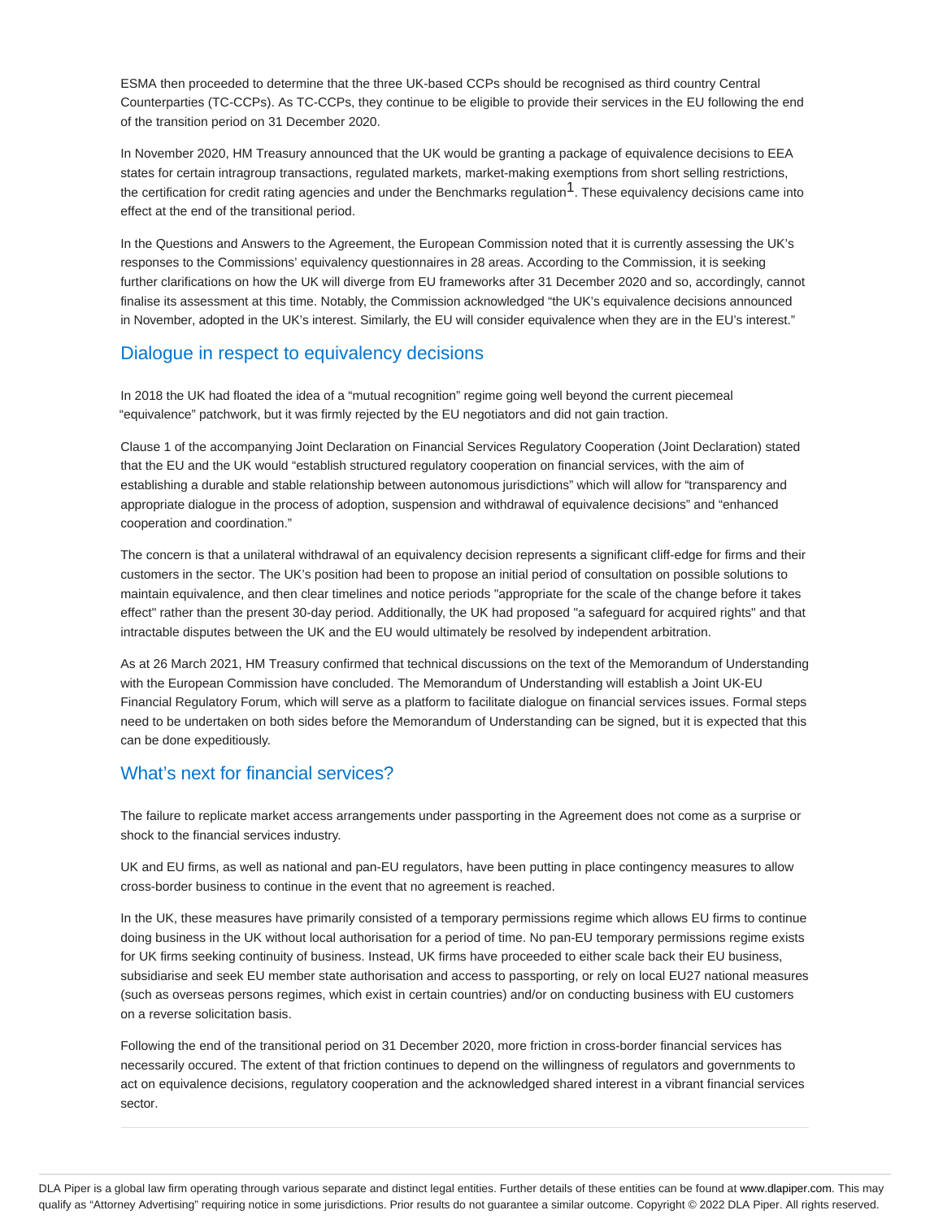ESMA then proceeded to determine that the three UK-based CCPs should be recognised as third country Central Counterparties (TC-CCPs). As TC-CCPs, they continue to be eligible to provide their services in the EU following the end of the transition period on 31 December 2020.

In November 2020, HM Treasury announced that the UK would be granting a package of equivalence decisions to EEA states for certain intragroup transactions, regulated markets, market-making exemptions from short selling restrictions, the certification for credit rating agencies and under the Benchmarks regulation[1]. These equivalency decisions came into effect at the end of the transitional period.

In the Questions and Answers to the Agreement, the European Commission noted that it is currently assessing the UK's responses to the Commissions' equivalency questionnaires in 28 areas. According to the Commission, it is seeking further clarifications on how the UK will diverge from EU frameworks after 31 December 2020 and so, accordingly, cannot finalise its assessment at this time. Notably, the Commission acknowledged "the UK's equivalence decisions announced in November, adopted in the UK's interest. Similarly, the EU will consider equivalence when they are in the EU's interest."

## Dialogue in respect to equivalency decisions

In 2018 the UK had floated the idea of a "mutual recognition" regime going well beyond the current piecemeal "equivalence" patchwork, but it was firmly rejected by the EU negotiators and did not gain traction.

Clause 1 of the accompanying Joint Declaration on Financial Services Regulatory Cooperation (Joint Declaration) stated that the EU and the UK would "establish structured regulatory cooperation on financial services, with the aim of establishing a durable and stable relationship between autonomous jurisdictions" which will allow for "transparency and appropriate dialogue in the process of adoption, suspension and withdrawal of equivalence decisions" and "enhanced cooperation and coordination."

The concern is that a unilateral withdrawal of an equivalency decision represents a significant cliff-edge for firms and their customers in the sector. The UK's position had been to propose an initial period of consultation on possible solutions to maintain equivalence, and then clear timelines and notice periods "appropriate for the scale of the change before it takes effect" rather than the present 30-day period. Additionally, the UK had proposed "a safeguard for acquired rights" and that intractable disputes between the UK and the EU would ultimately be resolved by independent arbitration.

As at 26 March 2021, HM Treasury confirmed that technical discussions on the text of the Memorandum of Understanding with the European Commission have concluded. The Memorandum of Understanding will establish a Joint UK-EU Financial Regulatory Forum, which will serve as a platform to facilitate dialogue on financial services issues. Formal steps need to be undertaken on both sides before the Memorandum of Understanding can be signed, but it is expected that this can be done expeditiously.

## What's next for financial services?

The failure to replicate market access arrangements under passporting in the Agreement does not come as a surprise or shock to the financial services industry.

UK and EU firms, as well as national and pan-EU regulators, have been putting in place contingency measures to allow cross-border business to continue in the event that no agreement is reached.

In the UK, these measures have primarily consisted of a temporary permissions regime which allows EU firms to continue doing business in the UK without local authorisation for a period of time. No pan-EU temporary permissions regime exists for UK firms seeking continuity of business. Instead, UK firms have proceeded to either scale back their EU business, subsidiarise and seek EU member state authorisation and access to passporting, or rely on local EU27 national measures (such as overseas persons regimes, which exist in certain countries) and/or on conducting business with EU customers on a reverse solicitation basis.

Following the end of the transitional period on 31 December 2020, more friction in cross-border financial services has necessarily occured. The extent of that friction continues to depend on the willingness of regulators and governments to act on equivalence decisions, regulatory cooperation and the acknowledged shared interest in a vibrant financial services sector.

DLA Piper is a global law firm operating through various separate and distinct legal entities. Further details of these entities can be found at www.dlapiper.com. This may qualify as "Attorney Advertising" requiring notice in some jurisdictions. Prior results do not guarantee a similar outcome. Copyright © 2022 DLA Piper. All rights reserved.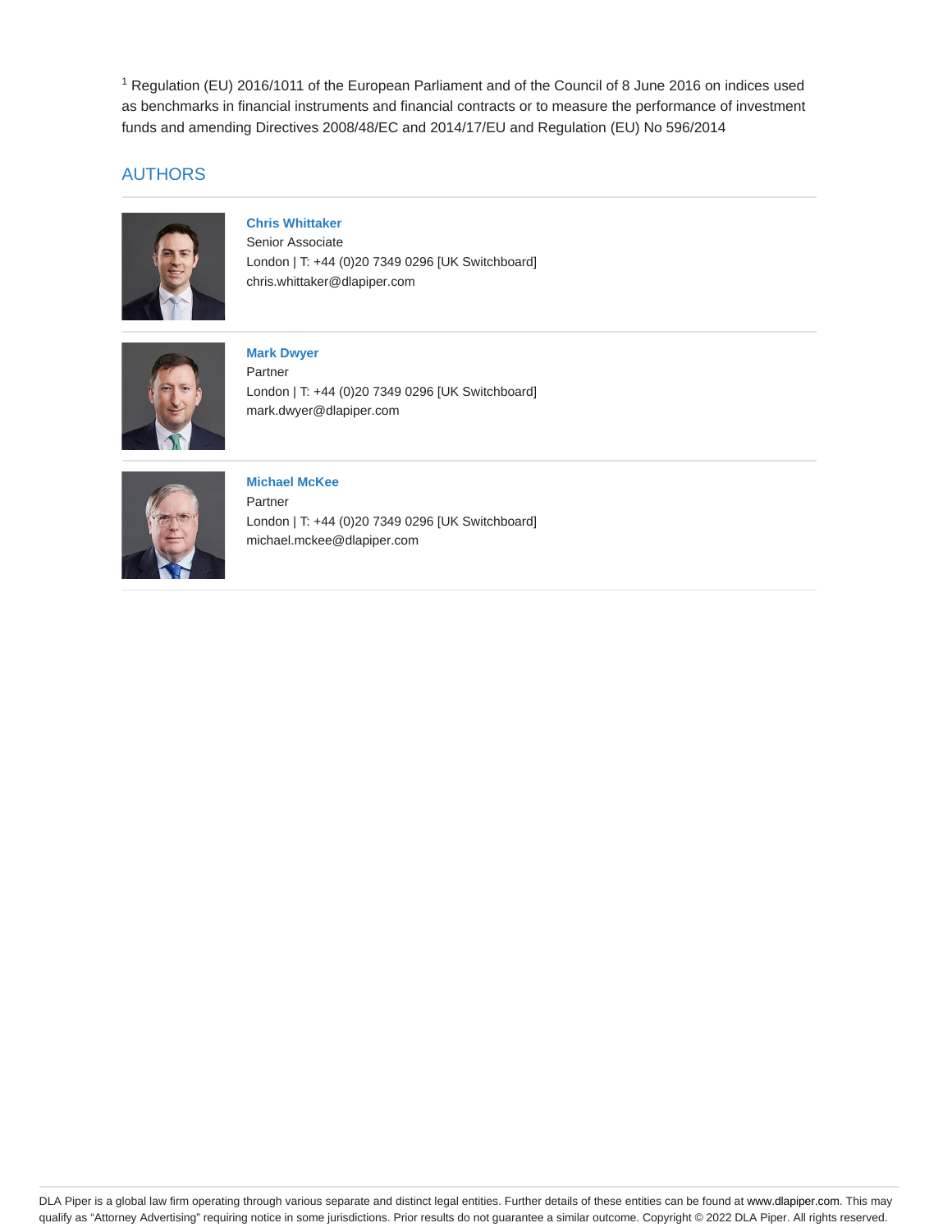[1] Regulation (EU) 2016/1011 of the European Parliament and of the Council of 8 June 2016 on indices used as benchmarks in financial instruments and financial contracts or to measure the performance of investment funds and amending Directives 2008/48/EC and 2014/17/EU and Regulation (EU) No 596/2014

## AUTHORS

**Chris Whittaker**
Senior Associate
London | T: +44 (0)20 7349 0296 [UK Switchboard]
chris.whittaker@dlapiper.com

**Mark Dwyer**
Partner
London | T: +44 (0)20 7349 0296 [UK Switchboard]
mark.dwyer@dlapiper.com

**Michael McKee**
Partner
London | T: +44 (0)20 7349 0296 [UK Switchboard]
michael.mckee@dlapiper.com

DLA Piper is a global law firm operating through various separate and distinct legal entities. Further details of these entities can be found at www.dlapiper.com. This may qualify as "Attorney Advertising" requiring notice in some jurisdictions. Prior results do not guarantee a similar outcome. Copyright © 2022 DLA Piper. All rights reserved.